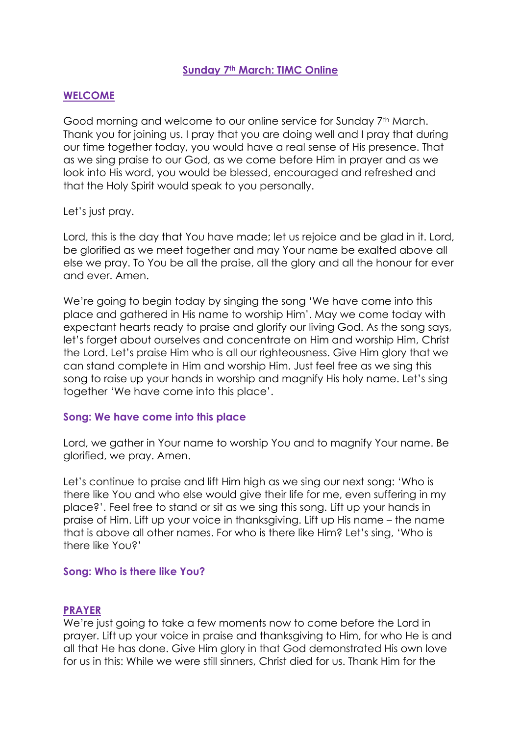# Sunday 7th March: TIMC Online

## WELCOME

Good morning and welcome to our online service for Sunday 7th March. Thank you for joining us. I pray that you are doing well and I pray that during our time together today, you would have a real sense of His presence. That as we sing praise to our God, as we come before Him in prayer and as we look into His word, you would be blessed, encouraged and refreshed and that the Holy Spirit would speak to you personally.

Let's just pray.

Lord, this is the day that You have made; let us rejoice and be glad in it. Lord, be glorified as we meet together and may Your name be exalted above all else we pray. To You be all the praise, all the glory and all the honour for ever and ever. Amen.

We're going to begin today by singing the song 'We have come into this place and gathered in His name to worship Him'. May we come today with expectant hearts ready to praise and glorify our living God. As the song says, let's forget about ourselves and concentrate on Him and worship Him, Christ the Lord. Let's praise Him who is all our righteousness. Give Him glory that we can stand complete in Him and worship Him. Just feel free as we sing this song to raise up your hands in worship and magnify His holy name. Let's sing together 'We have come into this place'.

### Song: We have come into this place

Lord, we gather in Your name to worship You and to magnify Your name. Be glorified, we pray. Amen.

Let's continue to praise and lift Him high as we sing our next song: 'Who is there like You and who else would give their life for me, even suffering in my place?'. Feel free to stand or sit as we sing this song. Lift up your hands in praise of Him. Lift up your voice in thanksgiving. Lift up His name – the name that is above all other names. For who is there like Him? Let's sing, 'Who is there like You?'

### Song: Who is there like You?

## PRAYER

We're just going to take a few moments now to come before the Lord in prayer. Lift up your voice in praise and thanksgiving to Him, for who He is and all that He has done. Give Him glory in that God demonstrated His own love for us in this: While we were still sinners, Christ died for us. Thank Him for the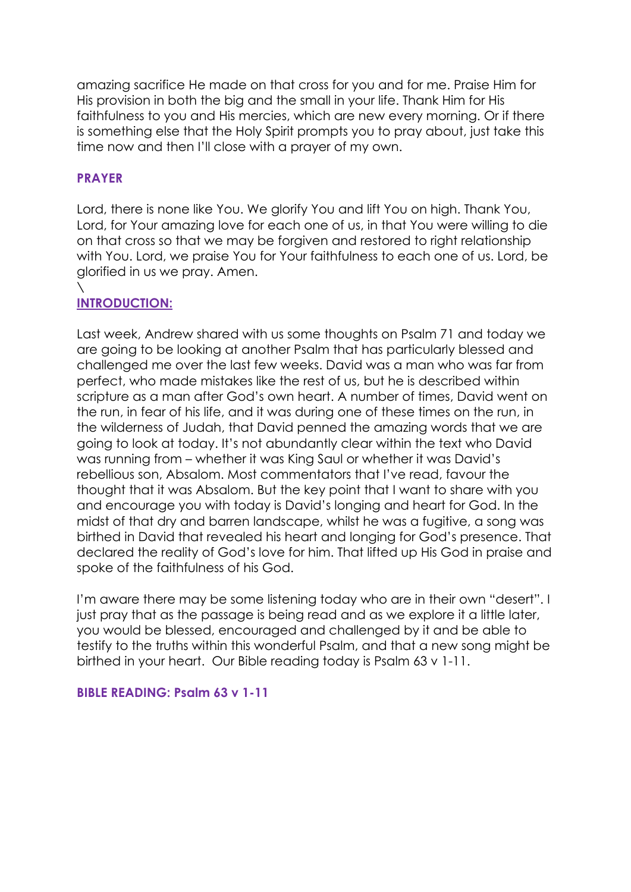amazing sacrifice He made on that cross for you and for me. Praise Him for His provision in both the big and the small in your life. Thank Him for His faithfulness to you and His mercies, which are new every morning. Or if there is something else that the Holy Spirit prompts you to pray about, just take this time now and then I'll close with a prayer of my own.

**PRAYER**

Lord, there is none like You. We glorify You and lift You on high. Thank You, Lord, for Your amazing love for each one of us, in that You were willing to die on that cross so that we may be forgiven and restored to right relationship with You. Lord, we praise You for Your faithfulness to each one of us. Lord, be glorified in us we pray. Amen.
\

## INTRODUCTION:

Last week, Andrew shared with us some thoughts on Psalm 71 and today we are going to be looking at another Psalm that has particularly blessed and challenged me over the last few weeks. David was a man who was far from perfect, who made mistakes like the rest of us, but he is described within scripture as a man after God's own heart. A number of times, David went on the run, in fear of his life, and it was during one of these times on the run, in the wilderness of Judah, that David penned the amazing words that we are going to look at today. It's not abundantly clear within the text who David was running from – whether it was King Saul or whether it was David's rebellious son, Absalom. Most commentators that I've read, favour the thought that it was Absalom. But the key point that I want to share with you and encourage you with today is David's longing and heart for God. In the midst of that dry and barren landscape, whilst he was a fugitive, a song was birthed in David that revealed his heart and longing for God's presence. That declared the reality of God's love for him. That lifted up His God in praise and spoke of the faithfulness of his God.

I'm aware there may be some listening today who are in their own "desert". I just pray that as the passage is being read and as we explore it a little later, you would be blessed, encouraged and challenged by it and be able to testify to the truths within this wonderful Psalm, and that a new song might be birthed in your heart. Our Bible reading today is Psalm 63 v 1-11.

**BIBLE READING: Psalm 63 v 1-11**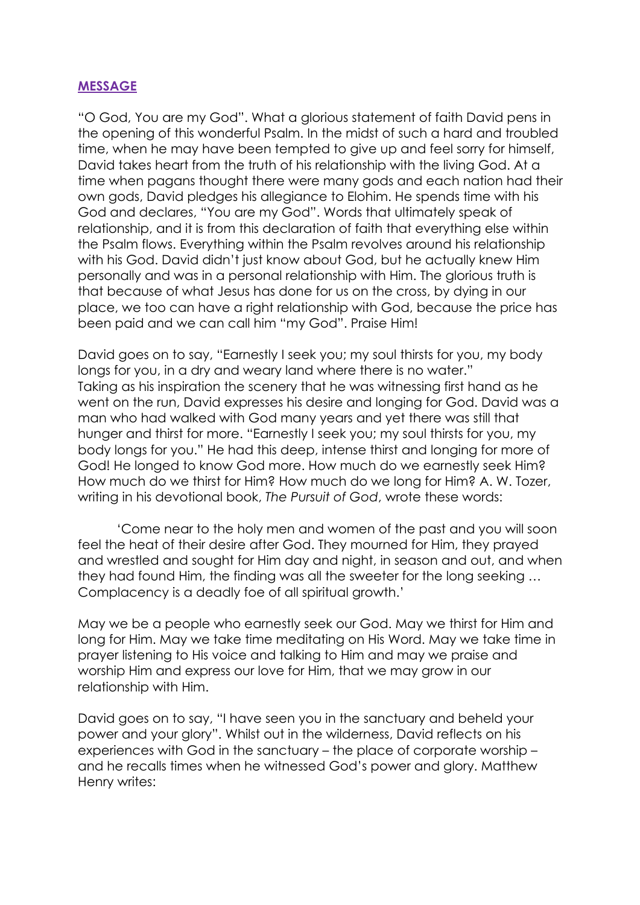## **MESSAGE**

"O God, You are my God". What a glorious statement of faith David pens in the opening of this wonderful Psalm. In the midst of such a hard and troubled time, when he may have been tempted to give up and feel sorry for himself, David takes heart from the truth of his relationship with the living God. At a time when pagans thought there were many gods and each nation had their own gods, David pledges his allegiance to Elohim. He spends time with his God and declares, "You are my God". Words that ultimately speak of relationship, and it is from this declaration of faith that everything else within the Psalm flows. Everything within the Psalm revolves around his relationship with his God. David didn't just know about God, but he actually knew Him personally and was in a personal relationship with Him. The glorious truth is that because of what Jesus has done for us on the cross, by dying in our place, we too can have a right relationship with God, because the price has been paid and we can call him "my God". Praise Him!

David goes on to say, "Earnestly I seek you; my soul thirsts for you, my body longs for you, in a dry and weary land where there is no water."
Taking as his inspiration the scenery that he was witnessing first hand as he went on the run, David expresses his desire and longing for God. David was a man who had walked with God many years and yet there was still that hunger and thirst for more. "Earnestly I seek you; my soul thirsts for you, my body longs for you." He had this deep, intense thirst and longing for more of God! He longed to know God more. How much do we earnestly seek Him? How much do we thirst for Him? How much do we long for Him? A. W. Tozer, writing in his devotional book, *The Pursuit of God*, wrote these words:

> 'Come near to the holy men and women of the past and you will soon feel the heat of their desire after God. They mourned for Him, they prayed and wrestled and sought for Him day and night, in season and out, and when they had found Him, the finding was all the sweeter for the long seeking … Complacency is a deadly foe of all spiritual growth.'

May we be a people who earnestly seek our God. May we thirst for Him and long for Him. May we take time meditating on His Word. May we take time in prayer listening to His voice and talking to Him and may we praise and worship Him and express our love for Him, that we may grow in our relationship with Him.

David goes on to say, "I have seen you in the sanctuary and beheld your power and your glory". Whilst out in the wilderness, David reflects on his experiences with God in the sanctuary – the place of corporate worship – and he recalls times when he witnessed God's power and glory. Matthew Henry writes: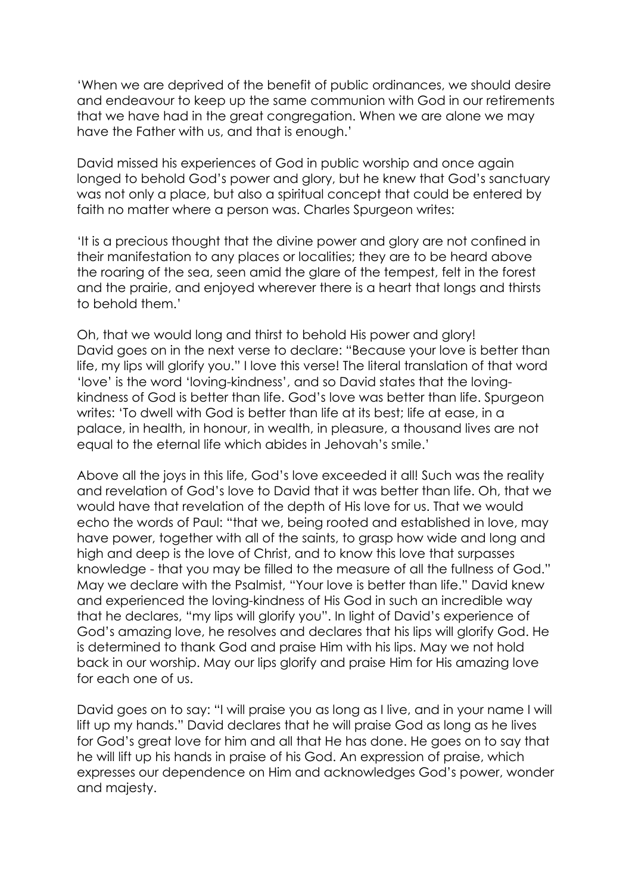'When we are deprived of the benefit of public ordinances, we should desire and endeavour to keep up the same communion with God in our retirements that we have had in the great congregation. When we are alone we may have the Father with us, and that is enough.'

David missed his experiences of God in public worship and once again longed to behold God's power and glory, but he knew that God's sanctuary was not only a place, but also a spiritual concept that could be entered by faith no matter where a person was. Charles Spurgeon writes:

'It is a precious thought that the divine power and glory are not confined in their manifestation to any places or localities; they are to be heard above the roaring of the sea, seen amid the glare of the tempest, felt in the forest and the prairie, and enjoyed wherever there is a heart that longs and thirsts to behold them.'

Oh, that we would long and thirst to behold His power and glory!
David goes on in the next verse to declare: "Because your love is better than life, my lips will glorify you." I love this verse! The literal translation of that word 'love' is the word 'loving-kindness', and so David states that the loving-kindness of God is better than life. God's love was better than life. Spurgeon writes: 'To dwell with God is better than life at its best; life at ease, in a palace, in health, in honour, in wealth, in pleasure, a thousand lives are not equal to the eternal life which abides in Jehovah's smile.'

Above all the joys in this life, God's love exceeded it all! Such was the reality and revelation of God's love to David that it was better than life. Oh, that we would have that revelation of the depth of His love for us. That we would echo the words of Paul: "that we, being rooted and established in love, may have power, together with all of the saints, to grasp how wide and long and high and deep is the love of Christ, and to know this love that surpasses knowledge - that you may be filled to the measure of all the fullness of God." May we declare with the Psalmist, "Your love is better than life." David knew and experienced the loving-kindness of His God in such an incredible way that he declares, "my lips will glorify you". In light of David's experience of God's amazing love, he resolves and declares that his lips will glorify God. He is determined to thank God and praise Him with his lips. May we not hold back in our worship. May our lips glorify and praise Him for His amazing love for each one of us.

David goes on to say: "I will praise you as long as I live, and in your name I will lift up my hands." David declares that he will praise God as long as he lives for God's great love for him and all that He has done. He goes on to say that he will lift up his hands in praise of his God. An expression of praise, which expresses our dependence on Him and acknowledges God's power, wonder and majesty.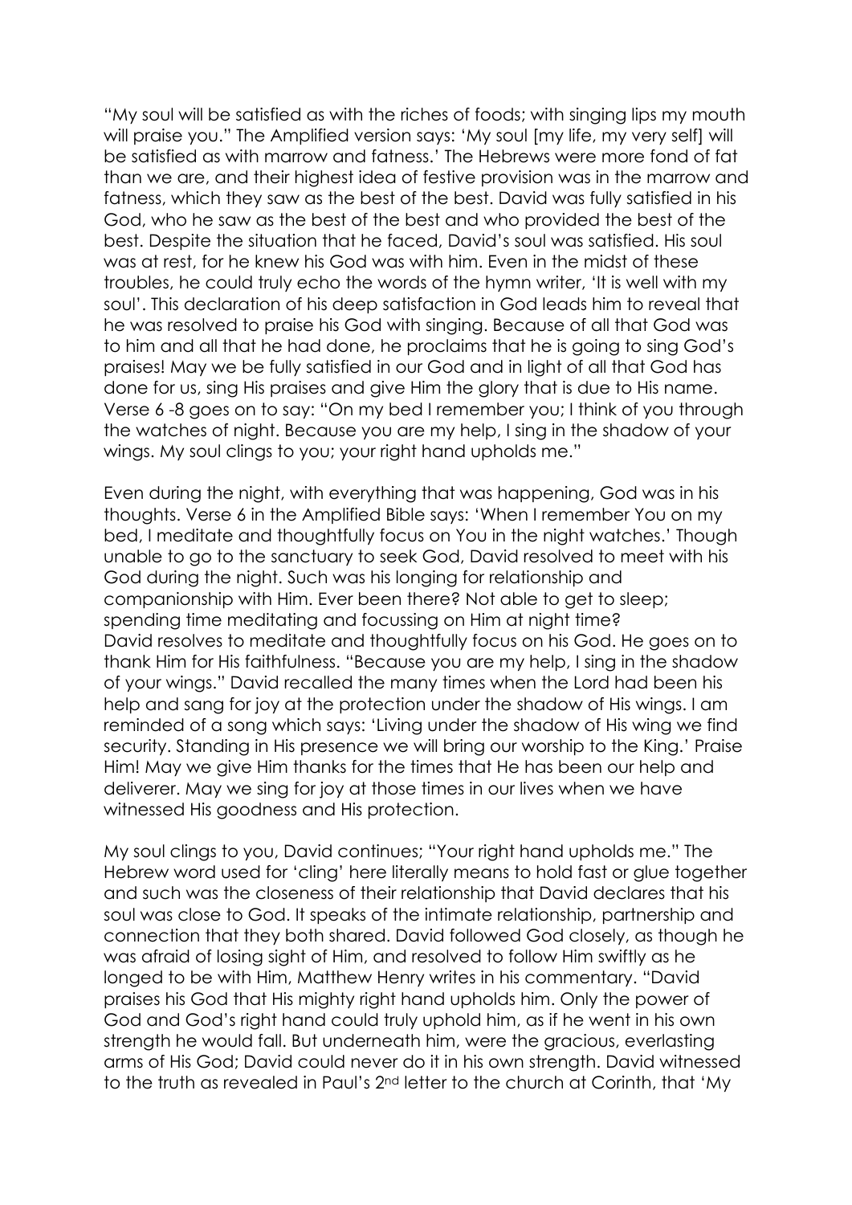"My soul will be satisfied as with the riches of foods; with singing lips my mouth will praise you." The Amplified version says: 'My soul [my life, my very self] will be satisfied as with marrow and fatness.' The Hebrews were more fond of fat than we are, and their highest idea of festive provision was in the marrow and fatness, which they saw as the best of the best. David was fully satisfied in his God, who he saw as the best of the best and who provided the best of the best. Despite the situation that he faced, David's soul was satisfied. His soul was at rest, for he knew his God was with him. Even in the midst of these troubles, he could truly echo the words of the hymn writer, 'It is well with my soul'. This declaration of his deep satisfaction in God leads him to reveal that he was resolved to praise his God with singing. Because of all that God was to him and all that he had done, he proclaims that he is going to sing God's praises! May we be fully satisfied in our God and in light of all that God has done for us, sing His praises and give Him the glory that is due to His name. Verse 6 -8 goes on to say: "On my bed I remember you; I think of you through the watches of night. Because you are my help, I sing in the shadow of your wings. My soul clings to you; your right hand upholds me."

Even during the night, with everything that was happening, God was in his thoughts. Verse 6 in the Amplified Bible says: 'When I remember You on my bed, I meditate and thoughtfully focus on You in the night watches.' Though unable to go to the sanctuary to seek God, David resolved to meet with his God during the night. Such was his longing for relationship and companionship with Him. Ever been there? Not able to get to sleep; spending time meditating and focussing on Him at night time?
David resolves to meditate and thoughtfully focus on his God. He goes on to thank Him for His faithfulness. "Because you are my help, I sing in the shadow of your wings." David recalled the many times when the Lord had been his help and sang for joy at the protection under the shadow of His wings. I am reminded of a song which says: 'Living under the shadow of His wing we find security. Standing in His presence we will bring our worship to the King.' Praise Him! May we give Him thanks for the times that He has been our help and deliverer. May we sing for joy at those times in our lives when we have witnessed His goodness and His protection.

My soul clings to you, David continues; "Your right hand upholds me." The Hebrew word used for 'cling' here literally means to hold fast or glue together and such was the closeness of their relationship that David declares that his soul was close to God. It speaks of the intimate relationship, partnership and connection that they both shared. David followed God closely, as though he was afraid of losing sight of Him, and resolved to follow Him swiftly as he longed to be with Him, Matthew Henry writes in his commentary. "David praises his God that His mighty right hand upholds him. Only the power of God and God's right hand could truly uphold him, as if he went in his own strength he would fall. But underneath him, were the gracious, everlasting arms of His God; David could never do it in his own strength. David witnessed to the truth as revealed in Paul's 2nd letter to the church at Corinth, that 'My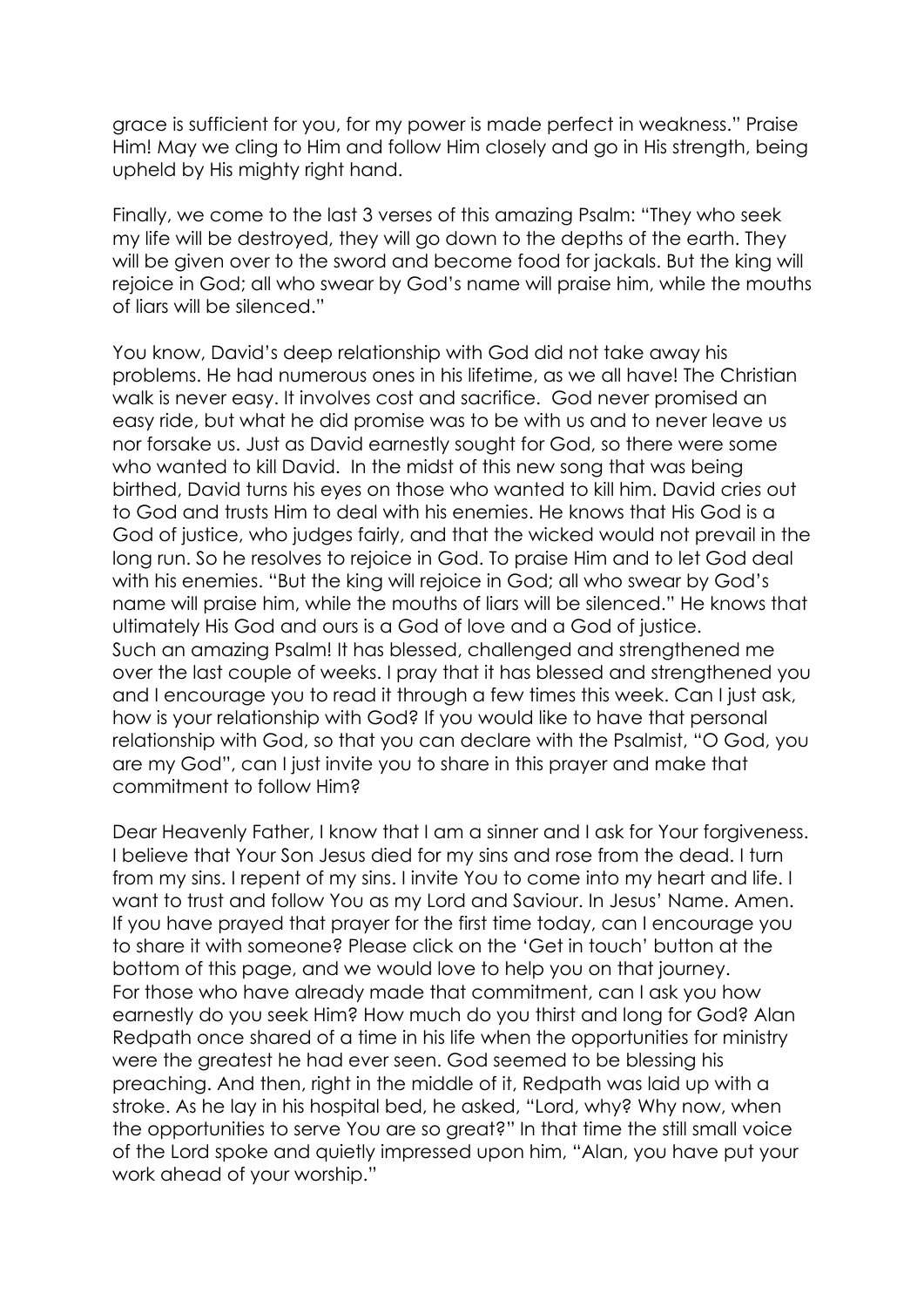grace is sufficient for you, for my power is made perfect in weakness." Praise Him! May we cling to Him and follow Him closely and go in His strength, being upheld by His mighty right hand.

Finally, we come to the last 3 verses of this amazing Psalm: "They who seek my life will be destroyed, they will go down to the depths of the earth. They will be given over to the sword and become food for jackals. But the king will rejoice in God; all who swear by God's name will praise him, while the mouths of liars will be silenced."

You know, David's deep relationship with God did not take away his problems. He had numerous ones in his lifetime, as we all have! The Christian walk is never easy. It involves cost and sacrifice. God never promised an easy ride, but what he did promise was to be with us and to never leave us nor forsake us. Just as David earnestly sought for God, so there were some who wanted to kill David. In the midst of this new song that was being birthed, David turns his eyes on those who wanted to kill him. David cries out to God and trusts Him to deal with his enemies. He knows that His God is a God of justice, who judges fairly, and that the wicked would not prevail in the long run. So he resolves to rejoice in God. To praise Him and to let God deal with his enemies. "But the king will rejoice in God; all who swear by God's name will praise him, while the mouths of liars will be silenced." He knows that ultimately His God and ours is a God of love and a God of justice.
Such an amazing Psalm! It has blessed, challenged and strengthened me over the last couple of weeks. I pray that it has blessed and strengthened you and I encourage you to read it through a few times this week. Can I just ask, how is your relationship with God? If you would like to have that personal relationship with God, so that you can declare with the Psalmist, "O God, you are my God", can I just invite you to share in this prayer and make that commitment to follow Him?

Dear Heavenly Father, I know that I am a sinner and I ask for Your forgiveness. I believe that Your Son Jesus died for my sins and rose from the dead. I turn from my sins. I repent of my sins. I invite You to come into my heart and life. I want to trust and follow You as my Lord and Saviour. In Jesus' Name. Amen.
If you have prayed that prayer for the first time today, can I encourage you to share it with someone? Please click on the 'Get in touch' button at the bottom of this page, and we would love to help you on that journey.
For those who have already made that commitment, can I ask you how earnestly do you seek Him? How much do you thirst and long for God? Alan Redpath once shared of a time in his life when the opportunities for ministry were the greatest he had ever seen. God seemed to be blessing his preaching. And then, right in the middle of it, Redpath was laid up with a stroke. As he lay in his hospital bed, he asked, "Lord, why? Why now, when the opportunities to serve You are so great?" In that time the still small voice of the Lord spoke and quietly impressed upon him, "Alan, you have put your work ahead of your worship."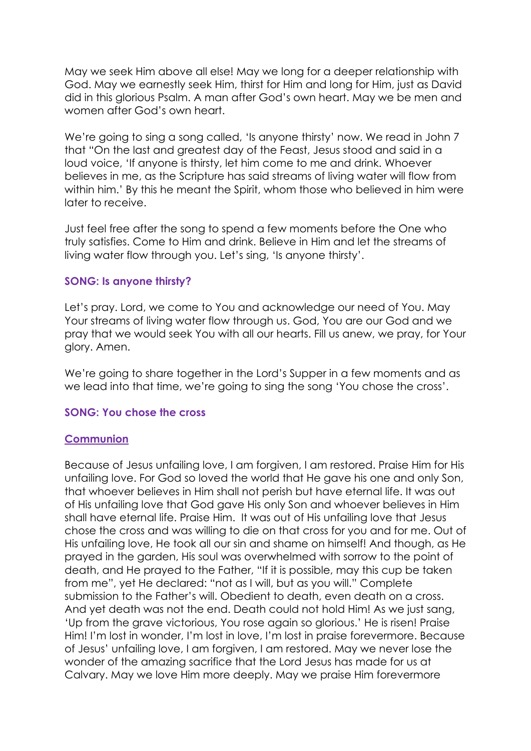May we seek Him above all else! May we long for a deeper relationship with God. May we earnestly seek Him, thirst for Him and long for Him, just as David did in this glorious Psalm. A man after God's own heart. May we be men and women after God's own heart.

We're going to sing a song called, 'Is anyone thirsty' now. We read in John 7 that "On the last and greatest day of the Feast, Jesus stood and said in a loud voice, 'If anyone is thirsty, let him come to me and drink. Whoever believes in me, as the Scripture has said streams of living water will flow from within him.' By this he meant the Spirit, whom those who believed in him were later to receive.

Just feel free after the song to spend a few moments before the One who truly satisfies. Come to Him and drink. Believe in Him and let the streams of living water flow through you. Let's sing, 'Is anyone thirsty'.

**SONG: Is anyone thirsty?**

Let's pray. Lord, we come to You and acknowledge our need of You. May Your streams of living water flow through us. God, You are our God and we pray that we would seek You with all our hearts. Fill us anew, we pray, for Your glory. Amen.

We're going to share together in the Lord's Supper in a few moments and as we lead into that time, we're going to sing the song 'You chose the cross'.

**SONG: You chose the cross**

**Communion**

Because of Jesus unfailing love, I am forgiven, I am restored. Praise Him for His unfailing love. For God so loved the world that He gave his one and only Son, that whoever believes in Him shall not perish but have eternal life. It was out of His unfailing love that God gave His only Son and whoever believes in Him shall have eternal life. Praise Him. It was out of His unfailing love that Jesus chose the cross and was willing to die on that cross for you and for me. Out of His unfailing love, He took all our sin and shame on himself! And though, as He prayed in the garden, His soul was overwhelmed with sorrow to the point of death, and He prayed to the Father, "If it is possible, may this cup be taken from me", yet He declared: "not as I will, but as you will." Complete submission to the Father's will. Obedient to death, even death on a cross. And yet death was not the end. Death could not hold Him! As we just sang, 'Up from the grave victorious, You rose again so glorious.' He is risen! Praise Him! I'm lost in wonder, I'm lost in love, I'm lost in praise forevermore. Because of Jesus' unfailing love, I am forgiven, I am restored. May we never lose the wonder of the amazing sacrifice that the Lord Jesus has made for us at Calvary. May we love Him more deeply. May we praise Him forevermore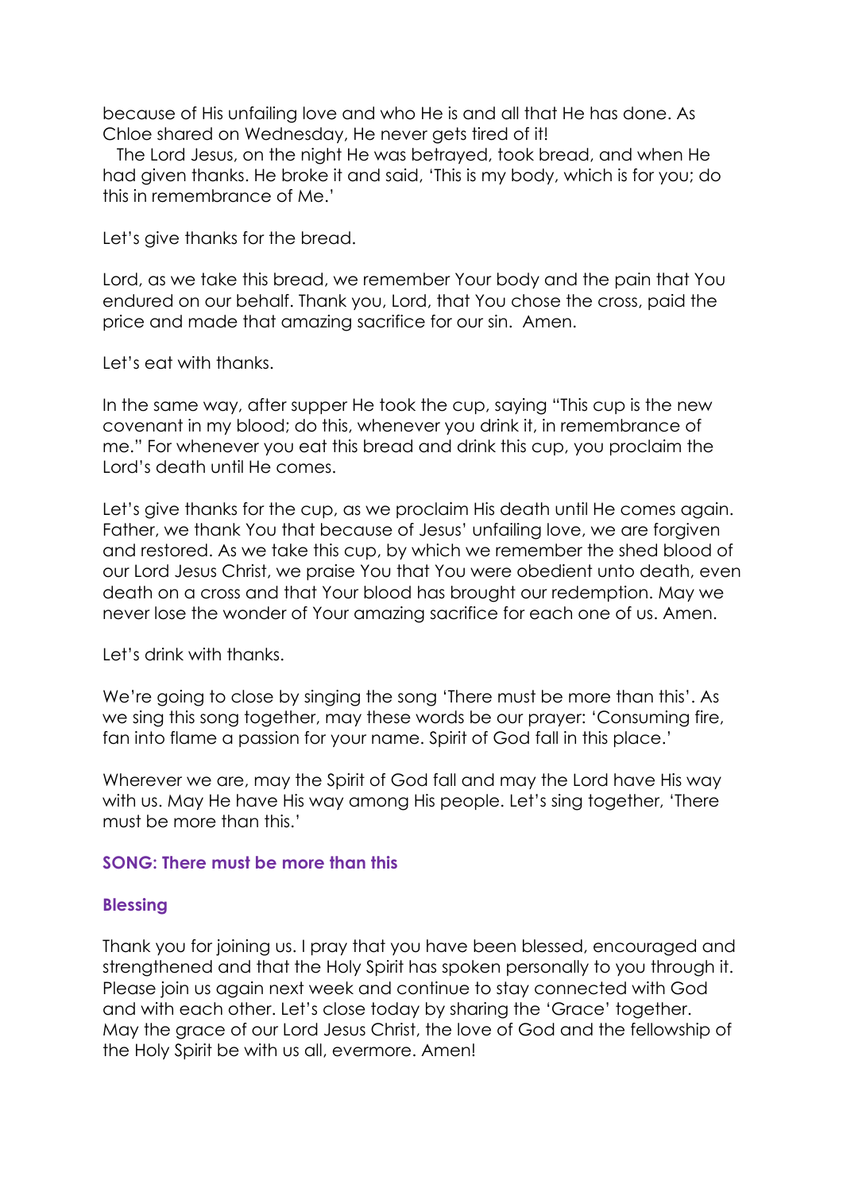because of His unfailing love and who He is and all that He has done. As Chloe shared on Wednesday, He never gets tired of it!

The Lord Jesus, on the night He was betrayed, took bread, and when He had given thanks. He broke it and said, 'This is my body, which is for you; do this in remembrance of Me.'

Let's give thanks for the bread.

Lord, as we take this bread, we remember Your body and the pain that You endured on our behalf. Thank you, Lord, that You chose the cross, paid the price and made that amazing sacrifice for our sin. Amen.

Let's eat with thanks.

In the same way, after supper He took the cup, saying "This cup is the new covenant in my blood; do this, whenever you drink it, in remembrance of me." For whenever you eat this bread and drink this cup, you proclaim the Lord's death until He comes.

Let's give thanks for the cup, as we proclaim His death until He comes again. Father, we thank You that because of Jesus' unfailing love, we are forgiven and restored. As we take this cup, by which we remember the shed blood of our Lord Jesus Christ, we praise You that You were obedient unto death, even death on a cross and that Your blood has brought our redemption. May we never lose the wonder of Your amazing sacrifice for each one of us. Amen.

Let's drink with thanks.

We're going to close by singing the song 'There must be more than this'. As we sing this song together, may these words be our prayer: 'Consuming fire, fan into flame a passion for your name. Spirit of God fall in this place.'

Wherever we are, may the Spirit of God fall and may the Lord have His way with us. May He have His way among His people. Let's sing together, 'There must be more than this.'

**SONG: There must be more than this**

**Blessing**

Thank you for joining us. I pray that you have been blessed, encouraged and strengthened and that the Holy Spirit has spoken personally to you through it. Please join us again next week and continue to stay connected with God and with each other. Let's close today by sharing the 'Grace' together. May the grace of our Lord Jesus Christ, the love of God and the fellowship of the Holy Spirit be with us all, evermore. Amen!